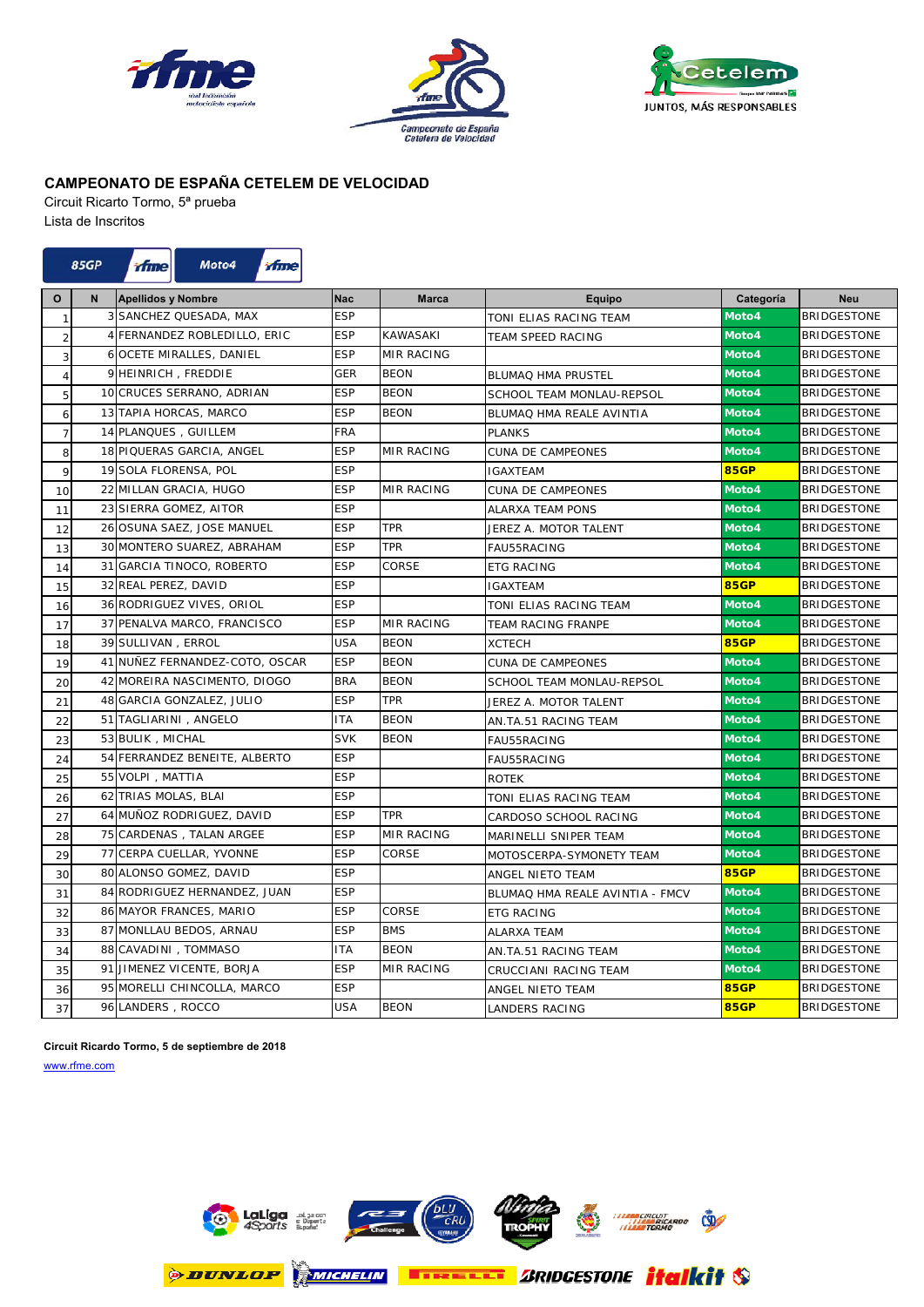## CAMPEONATO DE ESPAÑA CETELEM DE VELOCIDAD

Circuit Ricarto Tormo, 5ª prueba

Lista de Inscritos

85GP | Moto4

| O | N | Apellidos y Nombre | Nac | Marca | Equipo | Categoría | Neu |
|---|---|---|---|---|---|---|---|
| 1 | 3 | SANCHEZ QUESADA, MAX | ESP | | TONI ELIAS RACING TEAM | Moto4 | BRIDGESTONE |
| 2 | 4 | FERNANDEZ ROBLEDILLO, ERIC | ESP | KAWASAKI | TEAM SPEED RACING | Moto4 | BRIDGESTONE |
| 3 | 6 | OCETE MIRALLES, DANIEL | ESP | MIR RACING | | Moto4 | BRIDGESTONE |
| 4 | 9 | HEINRICH , FREDDIE | GER | BEON | BLUMAQ HMA PRUSTEL | Moto4 | BRIDGESTONE |
| 5 | 10 | CRUCES SERRANO, ADRIAN | ESP | BEON | SCHOOL TEAM MONLAU-REPSOL | Moto4 | BRIDGESTONE |
| 6 | 13 | TAPIA HORCAS, MARCO | ESP | BEON | BLUMAQ HMA REALE AVINTIA | Moto4 | BRIDGESTONE |
| 7 | 14 | PLANQUES , GUILLEM | FRA | | PLANKS | Moto4 | BRIDGESTONE |
| 8 | 18 | PIQUERAS GARCIA, ANGEL | ESP | MIR RACING | CUNA DE CAMPEONES | Moto4 | BRIDGESTONE |
| 9 | 19 | SOLA FLORENSA, POL | ESP | | IGAXTEAM | 85GP | BRIDGESTONE |
| 10 | 22 | MILLAN GRACIA, HUGO | ESP | MIR RACING | CUNA DE CAMPEONES | Moto4 | BRIDGESTONE |
| 11 | 23 | SIERRA GOMEZ, AITOR | ESP | | ALARXA TEAM PONS | Moto4 | BRIDGESTONE |
| 12 | 26 | OSUNA SAEZ, JOSE MANUEL | ESP | TPR | JEREZ A. MOTOR TALENT | Moto4 | BRIDGESTONE |
| 13 | 30 | MONTERO SUAREZ, ABRAHAM | ESP | TPR | FAU55RACING | Moto4 | BRIDGESTONE |
| 14 | 31 | GARCIA TINOCO, ROBERTO | ESP | CORSE | ETG RACING | Moto4 | BRIDGESTONE |
| 15 | 32 | REAL PEREZ, DAVID | ESP | | IGAXTEAM | 85GP | BRIDGESTONE |
| 16 | 36 | RODRIGUEZ VIVES, ORIOL | ESP | | TONI ELIAS RACING TEAM | Moto4 | BRIDGESTONE |
| 17 | 37 | PENALVA MARCO, FRANCISCO | ESP | MIR RACING | TEAM RACING FRANPE | Moto4 | BRIDGESTONE |
| 18 | 39 | SULLIVAN , ERROL | USA | BEON | XCTECH | 85GP | BRIDGESTONE |
| 19 | 41 | NUÑEZ FERNANDEZ-COTO, OSCAR | ESP | BEON | CUNA DE CAMPEONES | Moto4 | BRIDGESTONE |
| 20 | 42 | MOREIRA NASCIMENTO, DIOGO | BRA | BEON | SCHOOL TEAM MONLAU-REPSOL | Moto4 | BRIDGESTONE |
| 21 | 48 | GARCIA GONZALEZ, JULIO | ESP | TPR | JEREZ A. MOTOR TALENT | Moto4 | BRIDGESTONE |
| 22 | 51 | TAGLIARINI , ANGELO | ITA | BEON | AN.TA.51 RACING TEAM | Moto4 | BRIDGESTONE |
| 23 | 53 | BULIK , MICHAL | SVK | BEON | FAU55RACING | Moto4 | BRIDGESTONE |
| 24 | 54 | FERRANDEZ BENEITE, ALBERTO | ESP | | FAU55RACING | Moto4 | BRIDGESTONE |
| 25 | 55 | VOLPI , MATTIA | ESP | | ROTEK | Moto4 | BRIDGESTONE |
| 26 | 62 | TRIAS MOLAS, BLAI | ESP | | TONI ELIAS RACING TEAM | Moto4 | BRIDGESTONE |
| 27 | 64 | MUÑOZ RODRIGUEZ, DAVID | ESP | TPR | CARDOSO SCHOOL RACING | Moto4 | BRIDGESTONE |
| 28 | 75 | CARDENAS , TALAN ARGEE | ESP | MIR RACING | MARINELLI SNIPER TEAM | Moto4 | BRIDGESTONE |
| 29 | 77 | CERPA CUELLAR, YVONNE | ESP | CORSE | MOTOSCERPA-SYMONETY TEAM | Moto4 | BRIDGESTONE |
| 30 | 80 | ALONSO GOMEZ, DAVID | ESP | | ANGEL NIETO TEAM | 85GP | BRIDGESTONE |
| 31 | 84 | RODRIGUEZ HERNANDEZ, JUAN | ESP | | BLUMAQ HMA REALE AVINTIA - FMCV | Moto4 | BRIDGESTONE |
| 32 | 86 | MAYOR FRANCES, MARIO | ESP | CORSE | ETG RACING | Moto4 | BRIDGESTONE |
| 33 | 87 | MONLLAU BEDOS, ARNAU | ESP | BMS | ALARXA TEAM | Moto4 | BRIDGESTONE |
| 34 | 88 | CAVADINI , TOMMASO | ITA | BEON | AN.TA.51 RACING TEAM | Moto4 | BRIDGESTONE |
| 35 | 91 | JIMENEZ VICENTE, BORJA | ESP | MIR RACING | CRUCCIANI RACING TEAM | Moto4 | BRIDGESTONE |
| 36 | 95 | MORELLI CHINCOLLA, MARCO | ESP | | ANGEL NIETO TEAM | 85GP | BRIDGESTONE |
| 37 | 96 | LANDERS , ROCCO | USA | BEON | LANDERS RACING | 85GP | BRIDGESTONE |

**Circuit Ricardo Tormo, 5 de septiembre de 2018**

www.rfme.com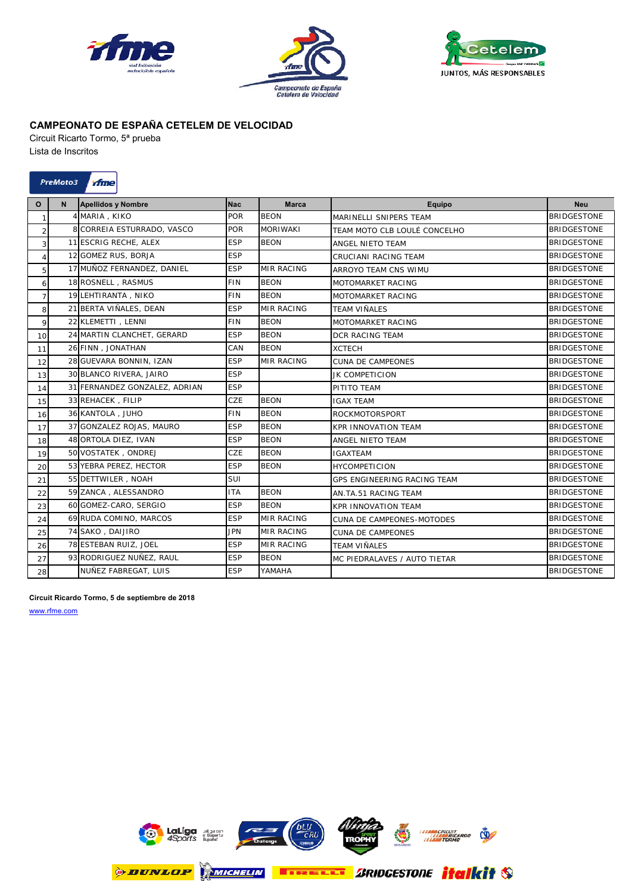**CAMPEONATO DE ESPAÑA CETELEM DE VELOCIDAD**

Circuit Ricarto Tormo, 5ª prueba

Lista de Inscritos

PreMoto3

| O | N | Apellidos y Nombre | Nac | Marca | Equipo | Neu |
|---|---|---|---|---|---|---|
| 1 | 4 | MARIA , KIKO | POR | BEON | MARINELLI SNIPERS TEAM | BRIDGESTONE |
| 2 | 8 | CORREIA ESTURRADO, VASCO | POR | MORIWAKI | TEAM MOTO CLB LOULÉ CONCELHO | BRIDGESTONE |
| 3 | 11 | ESCRIG RECHE, ALEX | ESP | BEON | ANGEL NIETO TEAM | BRIDGESTONE |
| 4 | 12 | GOMEZ RUS, BORJA | ESP | | CRUCIANI RACING TEAM | BRIDGESTONE |
| 5 | 17 | MUÑOZ FERNANDEZ, DANIEL | ESP | MIR RACING | ARROYO TEAM CNS WIMU | BRIDGESTONE |
| 6 | 18 | ROSNELL , RASMUS | FIN | BEON | MOTOMARKET RACING | BRIDGESTONE |
| 7 | 19 | LEHTIRANTA , NIKO | FIN | BEON | MOTOMARKET RACING | BRIDGESTONE |
| 8 | 21 | BERTA VIÑALES, DEAN | ESP | MIR RACING | TEAM VIÑALES | BRIDGESTONE |
| 9 | 22 | KLEMETTI , LENNI | FIN | BEON | MOTOMARKET RACING | BRIDGESTONE |
| 10 | 24 | MARTIN CLANCHET, GERARD | ESP | BEON | DCR RACING TEAM | BRIDGESTONE |
| 11 | 26 | FINN , JONATHAN | CAN | BEON | XCTECH | BRIDGESTONE |
| 12 | 28 | GUEVARA BONNIN, IZAN | ESP | MIR RACING | CUNA DE CAMPEONES | BRIDGESTONE |
| 13 | 30 | BLANCO RIVERA, JAIRO | ESP | | JK COMPETICION | BRIDGESTONE |
| 14 | 31 | FERNANDEZ GONZALEZ, ADRIAN | ESP | | PITITO TEAM | BRIDGESTONE |
| 15 | 33 | REHACEK , FILIP | CZE | BEON | IGAX TEAM | BRIDGESTONE |
| 16 | 36 | KANTOLA , JUHO | FIN | BEON | ROCKMOTORSPORT | BRIDGESTONE |
| 17 | 37 | GONZALEZ ROJAS, MAURO | ESP | BEON | KPR INNOVATION TEAM | BRIDGESTONE |
| 18 | 48 | ORTOLA DIEZ, IVAN | ESP | BEON | ANGEL NIETO TEAM | BRIDGESTONE |
| 19 | 50 | VOSTATEK , ONDREJ | CZE | BEON | IGAXTEAM | BRIDGESTONE |
| 20 | 53 | YEBRA PEREZ, HECTOR | ESP | BEON | HYCOMPETICION | BRIDGESTONE |
| 21 | 55 | DETTWILER , NOAH | SUI | | GPS ENGINEERING RACING TEAM | BRIDGESTONE |
| 22 | 59 | ZANCA , ALESSANDRO | ITA | BEON | AN.TA.51 RACING TEAM | BRIDGESTONE |
| 23 | 60 | GOMEZ-CARO, SERGIO | ESP | BEON | KPR INNOVATION TEAM | BRIDGESTONE |
| 24 | 69 | RUDA COMINO, MARCOS | ESP | MIR RACING | CUNA DE CAMPEONES-MOTODES | BRIDGESTONE |
| 25 | 74 | SAKO , DAIJIRO | JPN | MIR RACING | CUNA DE CAMPEONES | BRIDGESTONE |
| 26 | 78 | ESTEBAN RUIZ, JOEL | ESP | MIR RACING | TEAM VIÑALES | BRIDGESTONE |
| 27 | 93 | RODRIGUEZ NUÑEZ, RAUL | ESP | BEON | MC PIEDRALAVES / AUTO TIETAR | BRIDGESTONE |
| 28 | | NUÑEZ FABREGAT, LUIS | ESP | YAMAHA | | BRIDGESTONE |

**Circuit Ricardo Tormo, 5 de septiembre de 2018**

www.rfme.com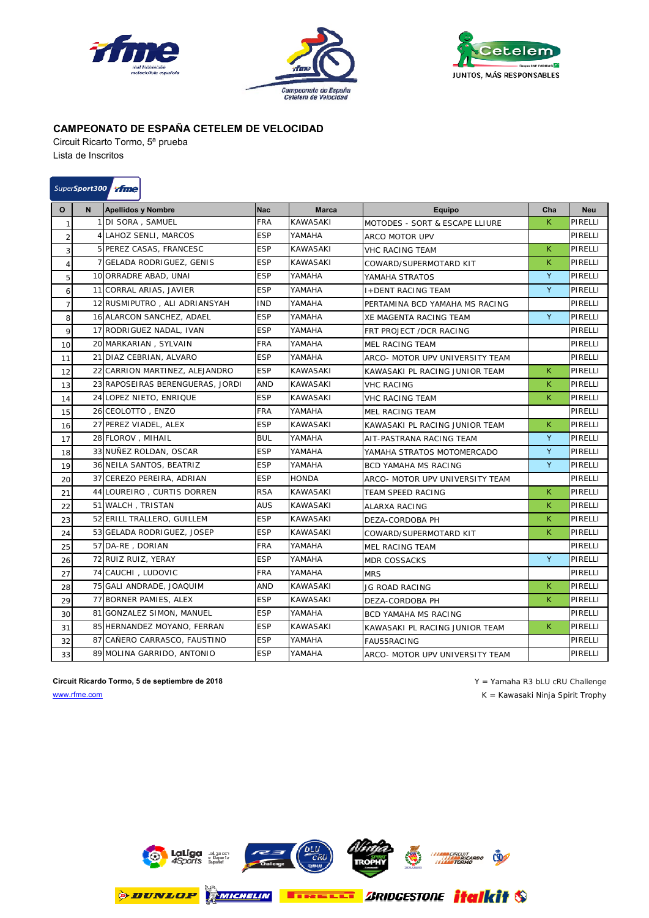## CAMPEONATO DE ESPAÑA CETELEM DE VELOCIDAD

Circuit Ricarto Tormo, 5ª prueba

Lista de Inscritos

SuperSport300

| O | N | Apellidos y Nombre | Nac | Marca | Equipo | Cha | Neu |
|---|---|---|---|---|---|---|---|
| 1 | 1 | DI SORA , SAMUEL | FRA | KAWASAKI | MOTODES - SORT & ESCAPE LLIURE | K | PIRELLI |
| 2 | 4 | LAHOZ SENLI, MARCOS | ESP | YAMAHA | ARCO MOTOR UPV | | PIRELLI |
| 3 | 5 | PEREZ CASAS, FRANCESC | ESP | KAWASAKI | VHC RACING TEAM | K | PIRELLI |
| 4 | 7 | GELADA RODRIGUEZ, GENIS | ESP | KAWASAKI | COWARD/SUPERMOTARD KIT | K | PIRELLI |
| 5 | 10 | ORRADRE ABAD, UNAI | ESP | YAMAHA | YAMAHA STRATOS | Y | PIRELLI |
| 6 | 11 | CORRAL ARIAS, JAVIER | ESP | YAMAHA | I+DENT RACING TEAM | Y | PIRELLI |
| 7 | 12 | RUSMIPUTRO , ALI ADRIANSYAH | IND | YAMAHA | PERTAMINA BCD YAMAHA MS RACING | | PIRELLI |
| 8 | 16 | ALARCON SANCHEZ, ADAEL | ESP | YAMAHA | XE MAGENTA RACING TEAM | Y | PIRELLI |
| 9 | 17 | RODRIGUEZ NADAL, IVAN | ESP | YAMAHA | FRT PROJECT /DCR RACING | | PIRELLI |
| 10 | 20 | MARKARIAN , SYLVAIN | FRA | YAMAHA | MEL RACING TEAM | | PIRELLI |
| 11 | 21 | DIAZ CEBRIAN, ALVARO | ESP | YAMAHA | ARCO- MOTOR UPV UNIVERSITY TEAM | | PIRELLI |
| 12 | 22 | CARRION MARTINEZ, ALEJANDRO | ESP | KAWASAKI | KAWASAKI PL RACING JUNIOR TEAM | K | PIRELLI |
| 13 | 23 | RAPOSEIRAS BERENGUERAS, JORDI | AND | KAWASAKI | VHC RACING | K | PIRELLI |
| 14 | 24 | LOPEZ NIETO, ENRIQUE | ESP | KAWASAKI | VHC RACING TEAM | K | PIRELLI |
| 15 | 26 | CEOLOTTO , ENZO | FRA | YAMAHA | MEL RACING TEAM | | PIRELLI |
| 16 | 27 | PEREZ VIADEL, ALEX | ESP | KAWASAKI | KAWASAKI PL RACING JUNIOR TEAM | K | PIRELLI |
| 17 | 28 | FLOROV , MIHAIL | BUL | YAMAHA | AIT-PASTRANA RACING TEAM | Y | PIRELLI |
| 18 | 33 | NUÑEZ ROLDAN, OSCAR | ESP | YAMAHA | YAMAHA STRATOS MOTOMERCADO | Y | PIRELLI |
| 19 | 36 | NEILA SANTOS, BEATRIZ | ESP | YAMAHA | BCD YAMAHA MS RACING | Y | PIRELLI |
| 20 | 37 | CEREZO PEREIRA, ADRIAN | ESP | HONDA | ARCO- MOTOR UPV UNIVERSITY TEAM | | PIRELLI |
| 21 | 44 | LOUREIRO , CURTIS DORREN | RSA | KAWASAKI | TEAM SPEED RACING | K | PIRELLI |
| 22 | 51 | WALCH , TRISTAN | AUS | KAWASAKI | ALARXA RACING | K | PIRELLI |
| 23 | 52 | ERILL TRALLERO, GUILLEM | ESP | KAWASAKI | DEZA-CORDOBA PH | K | PIRELLI |
| 24 | 53 | GELADA RODRIGUEZ, JOSEP | ESP | KAWASAKI | COWARD/SUPERMOTARD KIT | K | PIRELLI |
| 25 | 57 | DA-RE , DORIAN | FRA | YAMAHA | MEL RACING TEAM | | PIRELLI |
| 26 | 72 | RUIZ RUIZ, YERAY | ESP | YAMAHA | MDR COSSACKS | Y | PIRELLI |
| 27 | 74 | CAUCHI , LUDOVIC | FRA | YAMAHA | MRS | | PIRELLI |
| 28 | 75 | GALI ANDRADE, JOAQUIM | AND | KAWASAKI | JG ROAD RACING | K | PIRELLI |
| 29 | 77 | BORNER PAMIES, ALEX | ESP | KAWASAKI | DEZA-CORDOBA PH | K | PIRELLI |
| 30 | 81 | GONZALEZ SIMON, MANUEL | ESP | YAMAHA | BCD YAMAHA MS RACING | | PIRELLI |
| 31 | 85 | HERNANDEZ MOYANO, FERRAN | ESP | KAWASAKI | KAWASAKI PL RACING JUNIOR TEAM | K | PIRELLI |
| 32 | 87 | CAÑERO CARRASCO, FAUSTINO | ESP | YAMAHA | FAU55RACING | | PIRELLI |
| 33 | 89 | MOLINA GARRIDO, ANTONIO | ESP | YAMAHA | ARCO- MOTOR UPV UNIVERSITY TEAM | | PIRELLI |

**Circuit Ricardo Tormo, 5 de septiembre de 2018**

www.rfme.com

Y = Yamaha R3 bLU cRU Challenge

K = Kawasaki Ninja Spirit Trophy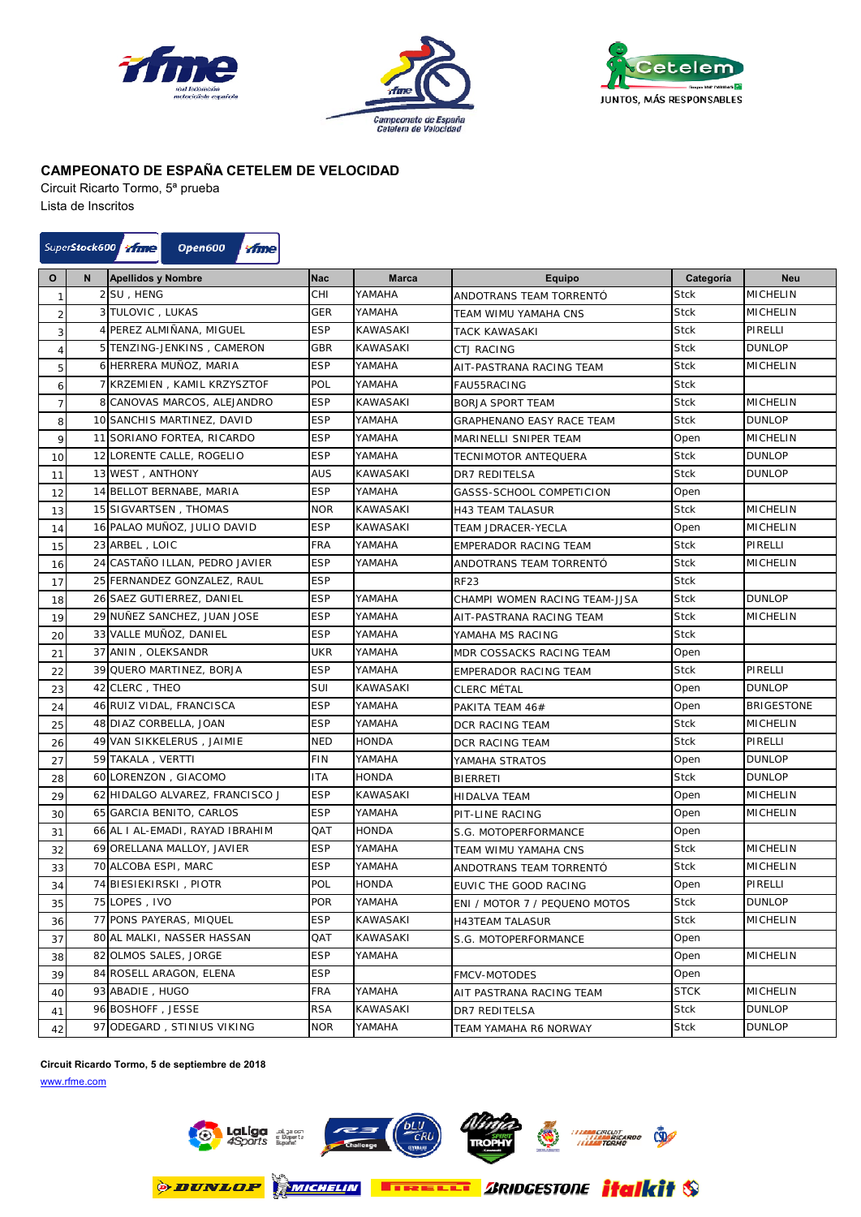## CAMPEONATO DE ESPAÑA CETELEM DE VELOCIDAD

Circuit Ricarto Tormo, 5ª prueba

Lista de Inscritos

SuperStock600 Open600

| O | N | Apellidos y Nombre | Nac | Marca | Equipo | Categoría | Neu |
|---|---|---|---|---|---|---|---|
| 1 | 2 | SU , HENG | CHI | YAMAHA | ANDOTRANS TEAM TORRENTÓ | Stck | MICHELIN |
| 2 | 3 | TULOVIC , LUKAS | GER | YAMAHA | TEAM WIMU YAMAHA CNS | Stck | MICHELIN |
| 3 | 4 | PEREZ ALMIÑANA, MIGUEL | ESP | KAWASAKI | TACK KAWASAKI | Stck | PIRELLI |
| 4 | 5 | TENZING-JENKINS , CAMERON | GBR | KAWASAKI | CTJ RACING | Stck | DUNLOP |
| 5 | 6 | HERRERA MUÑOZ, MARIA | ESP | YAMAHA | AIT-PASTRANA RACING TEAM | Stck | MICHELIN |
| 6 | 7 | KRZEMIEN , KAMIL KRZYSZTOF | POL | YAMAHA | FAU55RACING | Stck | |
| 7 | 8 | CANOVAS MARCOS, ALEJANDRO | ESP | KAWASAKI | BORJA SPORT TEAM | Stck | MICHELIN |
| 8 | 10 | SANCHIS MARTINEZ, DAVID | ESP | YAMAHA | GRAPHENANO EASY RACE TEAM | Stck | DUNLOP |
| 9 | 11 | SORIANO FORTEA, RICARDO | ESP | YAMAHA | MARINELLI SNIPER TEAM | Open | MICHELIN |
| 10 | 12 | LORENTE CALLE, ROGELIO | ESP | YAMAHA | TECNIMOTOR ANTEQUERA | Stck | DUNLOP |
| 11 | 13 | WEST , ANTHONY | AUS | KAWASAKI | DR7 REDITELSA | Stck | DUNLOP |
| 12 | 14 | BELLOT BERNABE, MARIA | ESP | YAMAHA | GASSS-SCHOOL COMPETICION | Open | |
| 13 | 15 | SIGVARTSEN , THOMAS | NOR | KAWASAKI | H43 TEAM TALASUR | Stck | MICHELIN |
| 14 | 16 | PALAO MUÑOZ, JULIO DAVID | ESP | KAWASAKI | TEAM JDRACER-YECLA | Open | MICHELIN |
| 15 | 23 | ARBEL , LOIC | FRA | YAMAHA | EMPERADOR RACING TEAM | Stck | PIRELLI |
| 16 | 24 | CASTAÑO ILLAN, PEDRO JAVIER | ESP | YAMAHA | ANDOTRANS TEAM TORRENTÓ | Stck | MICHELIN |
| 17 | 25 | FERNANDEZ GONZALEZ, RAUL | ESP | | RF23 | Stck | |
| 18 | 26 | SAEZ GUTIERREZ, DANIEL | ESP | YAMAHA | CHAMPI WOMEN RACING TEAM-JJSA | Stck | DUNLOP |
| 19 | 29 | NUÑEZ SANCHEZ, JUAN JOSE | ESP | YAMAHA | AIT-PASTRANA RACING TEAM | Stck | MICHELIN |
| 20 | 33 | VALLE MUÑOZ, DANIEL | ESP | YAMAHA | YAMAHA MS RACING | Stck | |
| 21 | 37 | ANIN , OLEKSANDR | UKR | YAMAHA | MDR COSSACKS RACING TEAM | Open | |
| 22 | 39 | QUERO MARTINEZ, BORJA | ESP | YAMAHA | EMPERADOR RACING TEAM | Stck | PIRELLI |
| 23 | 42 | CLERC , THEO | SUI | KAWASAKI | CLERC MÉTAL | Open | DUNLOP |
| 24 | 46 | RUIZ VIDAL, FRANCISCA | ESP | YAMAHA | PAKITA TEAM 46# | Open | BRIGESTONE |
| 25 | 48 | DIAZ CORBELLA, JOAN | ESP | YAMAHA | DCR RACING TEAM | Stck | MICHELIN |
| 26 | 49 | VAN SIKKELERUS , JAIMIE | NED | HONDA | DCR RACING TEAM | Stck | PIRELLI |
| 27 | 59 | TAKALA , VERTTI | FIN | YAMAHA | YAMAHA STRATOS | Open | DUNLOP |
| 28 | 60 | LORENZON , GIACOMO | ITA | HONDA | BIERRETI | Stck | DUNLOP |
| 29 | 62 | HIDALGO ALVAREZ, FRANCISCO J | ESP | KAWASAKI | HIDALVA TEAM | Open | MICHELIN |
| 30 | 65 | GARCIA BENITO, CARLOS | ESP | YAMAHA | PIT-LINE RACING | Open | MICHELIN |
| 31 | 66 | AL I AL-EMADI, RAYAD IBRAHIM | QAT | HONDA | S.G. MOTOPERFORMANCE | Open | |
| 32 | 69 | ORELLANA MALLOY, JAVIER | ESP | YAMAHA | TEAM WIMU YAMAHA CNS | Stck | MICHELIN |
| 33 | 70 | ALCOBA ESPI, MARC | ESP | YAMAHA | ANDOTRANS TEAM TORRENTÓ | Stck | MICHELIN |
| 34 | 74 | BIESIEKIRSKI , PIOTR | POL | HONDA | EUVIC THE GOOD RACING | Open | PIRELLI |
| 35 | 75 | LOPES , IVO | POR | YAMAHA | ENI / MOTOR 7 / PEQUENO MOTOS | Stck | DUNLOP |
| 36 | 77 | PONS PAYERAS, MIQUEL | ESP | KAWASAKI | H43TEAM TALASUR | Stck | MICHELIN |
| 37 | 80 | AL MALKI, NASSER HASSAN | QAT | KAWASAKI | S.G. MOTOPERFORMANCE | Open | |
| 38 | 82 | OLMOS SALES, JORGE | ESP | YAMAHA | | Open | MICHELIN |
| 39 | 84 | ROSELL ARAGON, ELENA | ESP | | FMCV-MOTODES | Open | |
| 40 | 93 | ABADIE , HUGO | FRA | YAMAHA | AIT PASTRANA RACING TEAM | STCK | MICHELIN |
| 41 | 96 | BOSHOFF , JESSE | RSA | KAWASAKI | DR7 REDITELSA | Stck | DUNLOP |
| 42 | 97 | ODEGARD , STINIUS VIKING | NOR | YAMAHA | TEAM YAMAHA R6 NORWAY | Stck | DUNLOP |

**Circuit Ricardo Tormo, 5 de septiembre de 2018**

www.rfme.com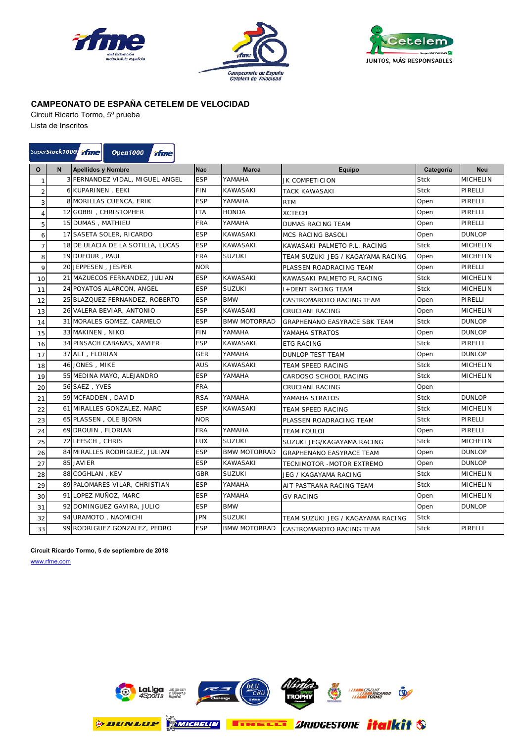**CAMPEONATO DE ESPAÑA CETELEM DE VELOCIDAD**

Circuit Ricarto Tormo, 5ª prueba

Lista de Inscritos

SuperStock1000 | Open1000

| O | N | Apellidos y Nombre | Nac | Marca | Equipo | Categoría | Neu |
|---|---|---|---|---|---|---|---|
| 1 | 3 | FERNANDEZ VIDAL, MIGUEL ANGEL | ESP | YAMAHA | JK COMPETICION | Stck | MICHELIN |
| 2 | 6 | KUPARINEN , EEKI | FIN | KAWASAKI | TACK KAWASAKI | Stck | PIRELLI |
| 3 | 8 | MORILLAS CUENCA, ERIK | ESP | YAMAHA | RTM | Open | PIRELLI |
| 4 | 12 | GOBBI , CHRISTOPHER | ITA | HONDA | XCTECH | Open | PIRELLI |
| 5 | 15 | DUMAS , MATHIEU | FRA | YAMAHA | DUMAS RACING TEAM | Open | PIRELLI |
| 6 | 17 | SASETA SOLER, RICARDO | ESP | KAWASAKI | MCS RACING BASOLI | Open | DUNLOP |
| 7 | 18 | DE ULACIA DE LA SOTILLA, LUCAS | ESP | KAWASAKI | KAWASAKI PALMETO P.L. RACING | Stck | MICHELIN |
| 8 | 19 | DUFOUR , PAUL | FRA | SUZUKI | TEAM SUZUKI JEG / KAGAYAMA RACING | Open | MICHELIN |
| 9 | 20 | JEPPESEN , JESPER | NOR | | PLASSEN ROADRACING TEAM | Open | PIRELLI |
| 10 | 21 | MAZUECOS FERNANDEZ, JULIAN | ESP | KAWASAKI | KAWASAKI PALMETO PL RACING | Stck | MICHELIN |
| 11 | 24 | POYATOS ALARCON, ANGEL | ESP | SUZUKI | I+DENT RACING TEAM | Stck | MICHELIN |
| 12 | 25 | BLAZQUEZ FERNANDEZ, ROBERTO | ESP | BMW | CASTROMAROTO RACING TEAM | Open | PIRELLI |
| 13 | 26 | VALERA BEVIAR, ANTONIO | ESP | KAWASAKI | CRUCIANI RACING | Open | MICHELIN |
| 14 | 31 | MORALES GOMEZ, CARMELO | ESP | BMW MOTORRAD | GRAPHENANO EASYRACE SBK TEAM | Stck | DUNLOP |
| 15 | 33 | MAKINEN , NIKO | FIN | YAMAHA | YAMAHA STRATOS | Open | DUNLOP |
| 16 | 34 | PINSACH CABAÑAS, XAVIER | ESP | KAWASAKI | ETG RACING | Stck | PIRELLI |
| 17 | 37 | ALT , FLORIAN | GER | YAMAHA | DUNLOP TEST TEAM | Open | DUNLOP |
| 18 | 46 | JONES , MIKE | AUS | KAWASAKI | TEAM SPEED RACING | Stck | MICHELIN |
| 19 | 55 | MEDINA MAYO, ALEJANDRO | ESP | YAMAHA | CARDOSO SCHOOL RACING | Stck | MICHELIN |
| 20 | 56 | SAEZ , YVES | FRA | | CRUCIANI RACING | Open | |
| 21 | 59 | MCFADDEN , DAVID | RSA | YAMAHA | YAMAHA STRATOS | Stck | DUNLOP |
| 22 | 61 | MIRALLES GONZALEZ, MARC | ESP | KAWASAKI | TEAM SPEED RACING | Stck | MICHELIN |
| 23 | 65 | PLASSEN , OLE BJORN | NOR | | PLASSEN ROADRACING TEAM | Stck | PIRELLI |
| 24 | 69 | DROUIN , FLORIAN | FRA | YAMAHA | TEAM FOULOI | Open | PIRELLI |
| 25 | 72 | LEESCH , CHRIS | LUX | SUZUKI | SUZUKI JEG/KAGAYAMA RACING | Stck | MICHELIN |
| 26 | 84 | MIRALLES RODRIGUEZ, JULIAN | ESP | BMW MOTORRAD | GRAPHENANO EASYRACE TEAM | Open | DUNLOP |
| 27 | 85 | JAVIER | ESP | KAWASAKI | TECNIMOTOR -MOTOR EXTREMO | Open | DUNLOP |
| 28 | 88 | COGHLAN , KEV | GBR | SUZUKI | JEG / KAGAYAMA RACING | Stck | MICHELIN |
| 29 | 89 | PALOMARES VILAR, CHRISTIAN | ESP | YAMAHA | AIT PASTRANA RACING TEAM | Stck | MICHELIN |
| 30 | 91 | LOPEZ MUÑOZ, MARC | ESP | YAMAHA | GV RACING | Open | MICHELIN |
| 31 | 92 | DOMINGUEZ GAVIRA, JULIO | ESP | BMW | | Open | DUNLOP |
| 32 | 94 | URAMOTO , NAOMICHI | JPN | SUZUKI | TEAM SUZUKI JEG / KAGAYAMA RACING | Stck | |
| 33 | 99 | RODRIGUEZ GONZALEZ, PEDRO | ESP | BMW MOTORRAD | CASTROMAROTO RACING TEAM | Stck | PIRELLI |

**Circuit Ricardo Tormo, 5 de septiembre de 2018**

www.rfme.com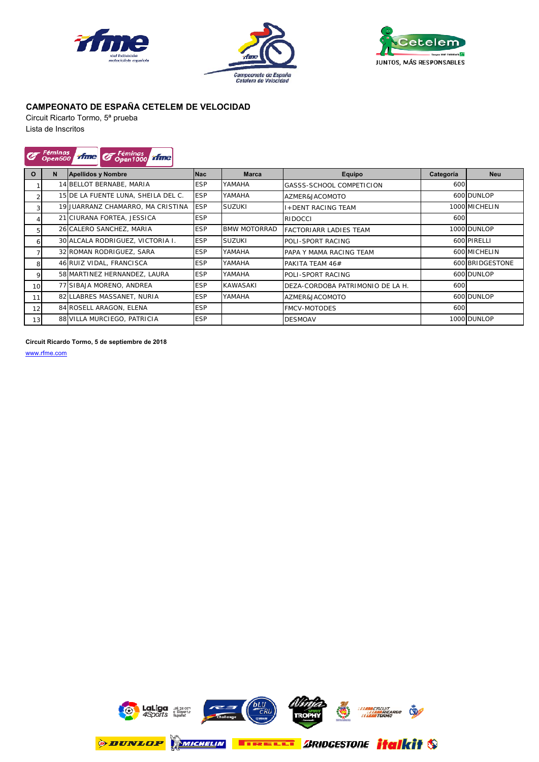**CAMPEONATO DE ESPAÑA CETELEM DE VELOCIDAD**

Circuit Ricarto Tormo, 5ª prueba

Lista de Inscritos

Féminas Open600 Féminas Open1000

| O | N | Apellidos y Nombre | Nac | Marca | Equipo | Categoría | Neu |
|---|---|---|---|---|---|---|---|
| 1 | 14 | BELLOT BERNABE, MARIA | ESP | YAMAHA | GASSS-SCHOOL COMPETICION | 600 | |
| 2 | 15 | DE LA FUENTE LUNA, SHEILA DEL C. | ESP | YAMAHA | AZMER&JACOMOTO | 600 | DUNLOP |
| 3 | 19 | JUARRANZ CHAMARRO, MA CRISTINA | ESP | SUZUKI | I+DENT RACING TEAM | 1000 | MICHELIN |
| 4 | 21 | CIURANA FORTEA, JESSICA | ESP | | RIDOCCI | 600 | |
| 5 | 26 | CALERO SANCHEZ, MARIA | ESP | BMW MOTORRAD | FACTORIARR LADIES TEAM | 1000 | DUNLOP |
| 6 | 30 | ALCALA RODRIGUEZ, VICTORIA I. | ESP | SUZUKI | POLI-SPORT RACING | 600 | PIRELLI |
| 7 | 32 | ROMAN RODRIGUEZ, SARA | ESP | YAMAHA | PAPA Y MAMA RACING TEAM | 600 | MICHELIN |
| 8 | 46 | RUIZ VIDAL, FRANCISCA | ESP | YAMAHA | PAKITA TEAM 46# | 600 | BRIDGESTONE |
| 9 | 58 | MARTINEZ HERNANDEZ, LAURA | ESP | YAMAHA | POLI-SPORT RACING | 600 | DUNLOP |
| 10 | 77 | SIBAJA MORENO, ANDREA | ESP | KAWASAKI | DEZA-CORDOBA PATRIMONIO DE LA H. | 600 | |
| 11 | 82 | LLABRES MASSANET, NURIA | ESP | YAMAHA | AZMER&JACOMOTO | 600 | DUNLOP |
| 12 | 84 | ROSELL ARAGON, ELENA | ESP | | FMCV-MOTODES | 600 | |
| 13 | 88 | VILLA MURCIEGO, PATRICIA | ESP | | DESMOAV | 1000 | DUNLOP |

**Circuit Ricardo Tormo, 5 de septiembre de 2018**

www.rfme.com